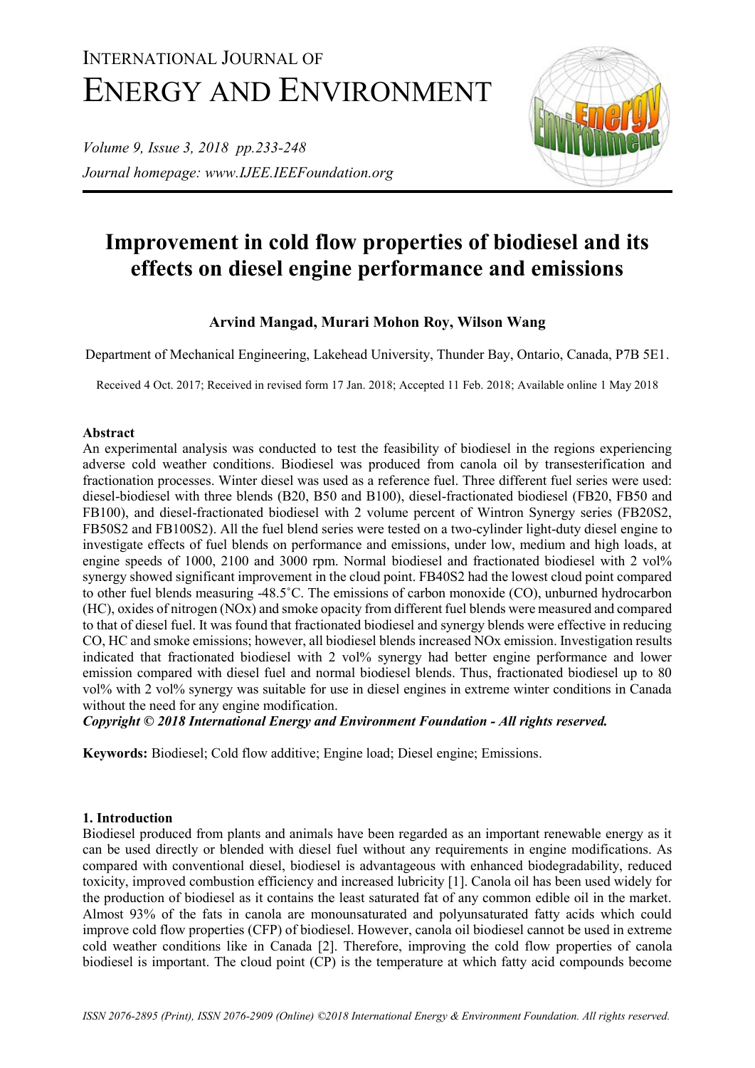# Improvement in cold flow properties of biodiesel and its effects on diesel engine performance and emissions

**Arvind Mangad, Murari Mohon Roy, Wilson Wang**

Department of Mechanical Engineering, Lakehead University, Thunder Bay, Ontario, Canada, P7B 5E1.

Received 4 Oct. 2017; Received in revised form 17 Jan. 2018; Accepted 11 Feb. 2018; Available online 1 May 2018

## Abstract

An experimental analysis was conducted to test the feasibility of biodiesel in the regions experiencing adverse cold weather conditions. Biodiesel was produced from canola oil by transesterification and fractionation processes. Winter diesel was used as a reference fuel. Three different fuel series were used: diesel-biodiesel with three blends (B20, B50 and B100), diesel-fractionated biodiesel (FB20, FB50 and FB100), and diesel-fractionated biodiesel with 2 volume percent of Wintron Synergy series (FB20S2, FB50S2 and FB100S2). All the fuel blend series were tested on a two-cylinder light-duty diesel engine to investigate effects of fuel blends on performance and emissions, under low, medium and high loads, at engine speeds of 1000, 2100 and 3000 rpm. Normal biodiesel and fractionated biodiesel with 2 vol% synergy showed significant improvement in the cloud point. FB40S2 had the lowest cloud point compared to other fuel blends measuring -48.5˚C. The emissions of carbon monoxide (CO), unburned hydrocarbon (HC), oxides of nitrogen (NOx) and smoke opacity from different fuel blends were measured and compared to that of diesel fuel. It was found that fractionated biodiesel and synergy blends were effective in reducing CO, HC and smoke emissions; however, all biodiesel blends increased NOx emission. Investigation results indicated that fractionated biodiesel with 2 vol% synergy had better engine performance and lower emission compared with diesel fuel and normal biodiesel blends. Thus, fractionated biodiesel up to 80 vol% with 2 vol% synergy was suitable for use in diesel engines in extreme winter conditions in Canada without the need for any engine modification.

***Copyright © 2018 International Energy and Environment Foundation - All rights reserved.***

**Keywords:** Biodiesel; Cold flow additive; Engine load; Diesel engine; Emissions.

## 1. Introduction

Biodiesel produced from plants and animals have been regarded as an important renewable energy as it can be used directly or blended with diesel fuel without any requirements in engine modifications. As compared with conventional diesel, biodiesel is advantageous with enhanced biodegradability, reduced toxicity, improved combustion efficiency and increased lubricity [1]. Canola oil has been used widely for the production of biodiesel as it contains the least saturated fat of any common edible oil in the market. Almost 93% of the fats in canola are monounsaturated and polyunsaturated fatty acids which could improve cold flow properties (CFP) of biodiesel. However, canola oil biodiesel cannot be used in extreme cold weather conditions like in Canada [2]. Therefore, improving the cold flow properties of canola biodiesel is important. The cloud point (CP) is the temperature at which fatty acid compounds become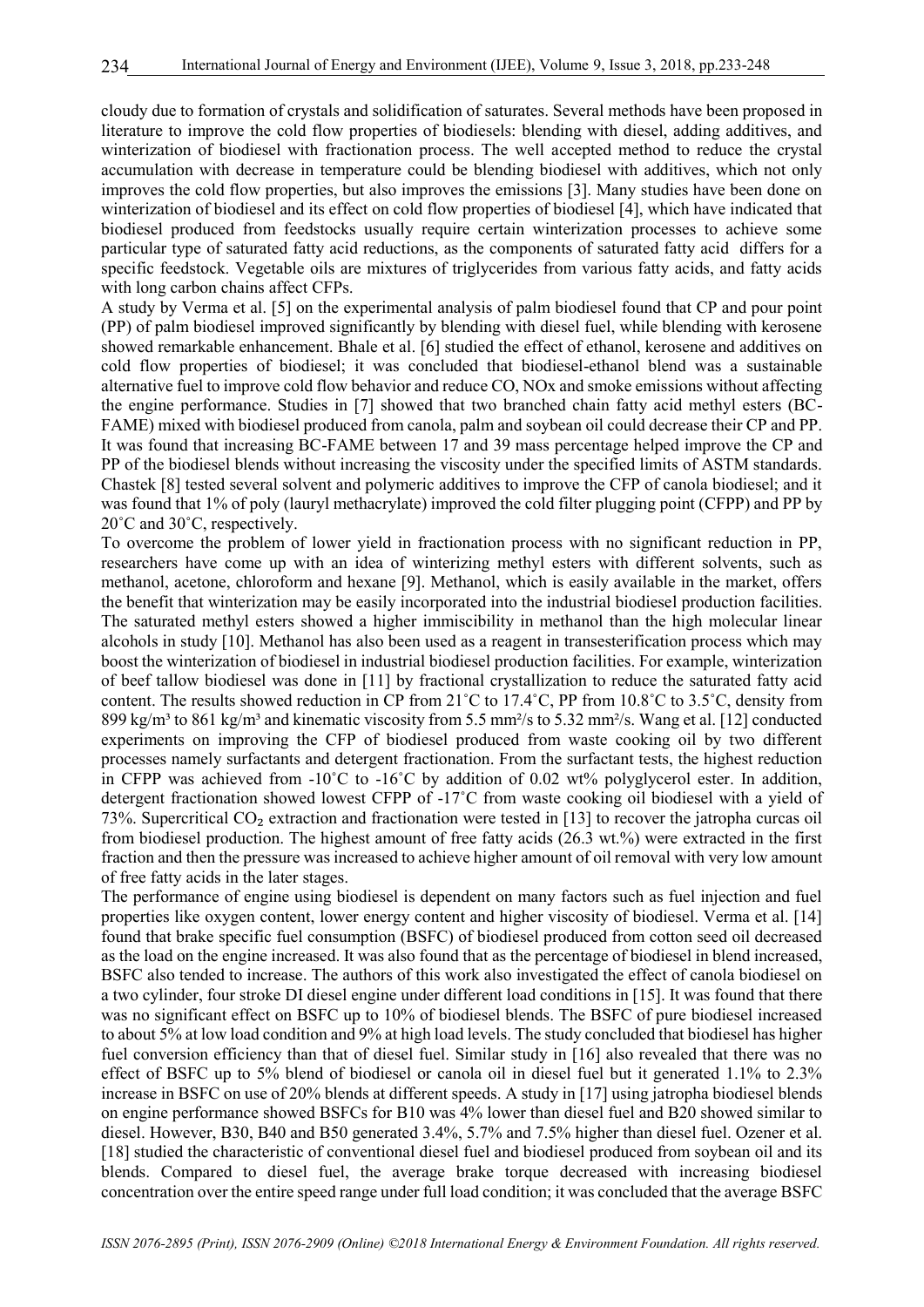cloudy due to formation of crystals and solidification of saturates. Several methods have been proposed in literature to improve the cold flow properties of biodiesels: blending with diesel, adding additives, and winterization of biodiesel with fractionation process. The well accepted method to reduce the crystal accumulation with decrease in temperature could be blending biodiesel with additives, which not only improves the cold flow properties, but also improves the emissions [3]. Many studies have been done on winterization of biodiesel and its effect on cold flow properties of biodiesel [4], which have indicated that biodiesel produced from feedstocks usually require certain winterization processes to achieve some particular type of saturated fatty acid reductions, as the components of saturated fatty acid differs for a specific feedstock. Vegetable oils are mixtures of triglycerides from various fatty acids, and fatty acids with long carbon chains affect CFPs.

A study by Verma et al. [5] on the experimental analysis of palm biodiesel found that CP and pour point (PP) of palm biodiesel improved significantly by blending with diesel fuel, while blending with kerosene showed remarkable enhancement. Bhale et al. [6] studied the effect of ethanol, kerosene and additives on cold flow properties of biodiesel; it was concluded that biodiesel-ethanol blend was a sustainable alternative fuel to improve cold flow behavior and reduce CO, NOx and smoke emissions without affecting the engine performance. Studies in [7] showed that two branched chain fatty acid methyl esters (BC-FAME) mixed with biodiesel produced from canola, palm and soybean oil could decrease their CP and PP. It was found that increasing BC-FAME between 17 and 39 mass percentage helped improve the CP and PP of the biodiesel blends without increasing the viscosity under the specified limits of ASTM standards. Chastek [8] tested several solvent and polymeric additives to improve the CFP of canola biodiesel; and it was found that 1% of poly (lauryl methacrylate) improved the cold filter plugging point (CFPP) and PP by 20˚C and 30˚C, respectively.

To overcome the problem of lower yield in fractionation process with no significant reduction in PP, researchers have come up with an idea of winterizing methyl esters with different solvents, such as methanol, acetone, chloroform and hexane [9]. Methanol, which is easily available in the market, offers the benefit that winterization may be easily incorporated into the industrial biodiesel production facilities. The saturated methyl esters showed a higher immiscibility in methanol than the high molecular linear alcohols in study [10]. Methanol has also been used as a reagent in transesterification process which may boost the winterization of biodiesel in industrial biodiesel production facilities. For example, winterization of beef tallow biodiesel was done in [11] by fractional crystallization to reduce the saturated fatty acid content. The results showed reduction in CP from 21˚C to 17.4˚C, PP from 10.8˚C to 3.5˚C, density from 899 kg/m³ to 861 kg/m³ and kinematic viscosity from 5.5 mm²/s to 5.32 mm²/s. Wang et al. [12] conducted experiments on improving the CFP of biodiesel produced from waste cooking oil by two different processes namely surfactants and detergent fractionation. From the surfactant tests, the highest reduction in CFPP was achieved from -10˚C to -16˚C by addition of 0.02 wt% polyglycerol ester. In addition, detergent fractionation showed lowest CFPP of -17˚C from waste cooking oil biodiesel with a yield of 73%. Supercritical $CO_2$ extraction and fractionation were tested in [13] to recover the jatropha curcas oil from biodiesel production. The highest amount of free fatty acids (26.3 wt.%) were extracted in the first fraction and then the pressure was increased to achieve higher amount of oil removal with very low amount of free fatty acids in the later stages.

The performance of engine using biodiesel is dependent on many factors such as fuel injection and fuel properties like oxygen content, lower energy content and higher viscosity of biodiesel. Verma et al. [14] found that brake specific fuel consumption (BSFC) of biodiesel produced from cotton seed oil decreased as the load on the engine increased. It was also found that as the percentage of biodiesel in blend increased, BSFC also tended to increase. The authors of this work also investigated the effect of canola biodiesel on a two cylinder, four stroke DI diesel engine under different load conditions in [15]. It was found that there was no significant effect on BSFC up to 10% of biodiesel blends. The BSFC of pure biodiesel increased to about 5% at low load condition and 9% at high load levels. The study concluded that biodiesel has higher fuel conversion efficiency than that of diesel fuel. Similar study in [16] also revealed that there was no effect of BSFC up to 5% blend of biodiesel or canola oil in diesel fuel but it generated 1.1% to 2.3% increase in BSFC on use of 20% blends at different speeds. A study in [17] using jatropha biodiesel blends on engine performance showed BSFCs for B10 was 4% lower than diesel fuel and B20 showed similar to diesel. However, B30, B40 and B50 generated 3.4%, 5.7% and 7.5% higher than diesel fuel. Ozener et al. [18] studied the characteristic of conventional diesel fuel and biodiesel produced from soybean oil and its blends. Compared to diesel fuel, the average brake torque decreased with increasing biodiesel concentration over the entire speed range under full load condition; it was concluded that the average BSFC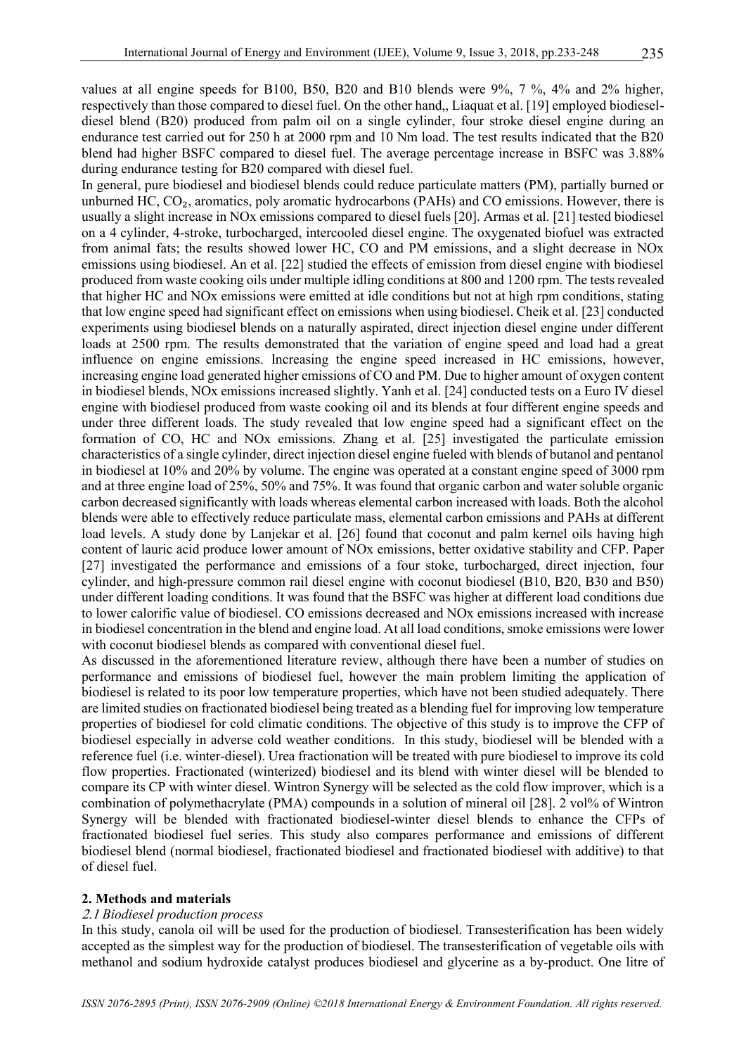values at all engine speeds for B100, B50, B20 and B10 blends were 9%, 7 %, 4% and 2% higher, respectively than those compared to diesel fuel. On the other hand,, Liaquat et al. [19] employed biodiesel-diesel blend (B20) produced from palm oil on a single cylinder, four stroke diesel engine during an endurance test carried out for 250 h at 2000 rpm and 10 Nm load. The test results indicated that the B20 blend had higher BSFC compared to diesel fuel. The average percentage increase in BSFC was 3.88% during endurance testing for B20 compared with diesel fuel.

In general, pure biodiesel and biodiesel blends could reduce particulate matters (PM), partially burned or unburned HC, $CO_2$, aromatics, poly aromatic hydrocarbons (PAHs) and CO emissions. However, there is usually a slight increase in NOx emissions compared to diesel fuels [20]. Armas et al. [21] tested biodiesel on a 4 cylinder, 4-stroke, turbocharged, intercooled diesel engine. The oxygenated biofuel was extracted from animal fats; the results showed lower HC, CO and PM emissions, and a slight decrease in NOx emissions using biodiesel. An et al. [22] studied the effects of emission from diesel engine with biodiesel produced from waste cooking oils under multiple idling conditions at 800 and 1200 rpm. The tests revealed that higher HC and NOx emissions were emitted at idle conditions but not at high rpm conditions, stating that low engine speed had significant effect on emissions when using biodiesel. Cheik et al. [23] conducted experiments using biodiesel blends on a naturally aspirated, direct injection diesel engine under different loads at 2500 rpm. The results demonstrated that the variation of engine speed and load had a great influence on engine emissions. Increasing the engine speed increased in HC emissions, however, increasing engine load generated higher emissions of CO and PM. Due to higher amount of oxygen content in biodiesel blends, NOx emissions increased slightly. Yanh et al. [24] conducted tests on a Euro IV diesel engine with biodiesel produced from waste cooking oil and its blends at four different engine speeds and under three different loads. The study revealed that low engine speed had a significant effect on the formation of CO, HC and NOx emissions. Zhang et al. [25] investigated the particulate emission characteristics of a single cylinder, direct injection diesel engine fueled with blends of butanol and pentanol in biodiesel at 10% and 20% by volume. The engine was operated at a constant engine speed of 3000 rpm and at three engine load of 25%, 50% and 75%. It was found that organic carbon and water soluble organic carbon decreased significantly with loads whereas elemental carbon increased with loads. Both the alcohol blends were able to effectively reduce particulate mass, elemental carbon emissions and PAHs at different load levels. A study done by Lanjekar et al. [26] found that coconut and palm kernel oils having high content of lauric acid produce lower amount of NOx emissions, better oxidative stability and CFP. Paper [27] investigated the performance and emissions of a four stoke, turbocharged, direct injection, four cylinder, and high-pressure common rail diesel engine with coconut biodiesel (B10, B20, B30 and B50) under different loading conditions. It was found that the BSFC was higher at different load conditions due to lower calorific value of biodiesel. CO emissions decreased and NOx emissions increased with increase in biodiesel concentration in the blend and engine load. At all load conditions, smoke emissions were lower with coconut biodiesel blends as compared with conventional diesel fuel.

As discussed in the aforementioned literature review, although there have been a number of studies on performance and emissions of biodiesel fuel, however the main problem limiting the application of biodiesel is related to its poor low temperature properties, which have not been studied adequately. There are limited studies on fractionated biodiesel being treated as a blending fuel for improving low temperature properties of biodiesel for cold climatic conditions. The objective of this study is to improve the CFP of biodiesel especially in adverse cold weather conditions. In this study, biodiesel will be blended with a reference fuel (i.e. winter-diesel). Urea fractionation will be treated with pure biodiesel to improve its cold flow properties. Fractionated (winterized) biodiesel and its blend with winter diesel will be blended to compare its CP with winter diesel. Wintron Synergy will be selected as the cold flow improver, which is a combination of polymethacrylate (PMA) compounds in a solution of mineral oil [28]. 2 vol% of Wintron Synergy will be blended with fractionated biodiesel-winter diesel blends to enhance the CFPs of fractionated biodiesel fuel series. This study also compares performance and emissions of different biodiesel blend (normal biodiesel, fractionated biodiesel and fractionated biodiesel with additive) to that of diesel fuel.

## 2. Methods and materials

### *2.1 Biodiesel production process*

In this study, canola oil will be used for the production of biodiesel. Transesterification has been widely accepted as the simplest way for the production of biodiesel. The transesterification of vegetable oils with methanol and sodium hydroxide catalyst produces biodiesel and glycerine as a by-product. One litre of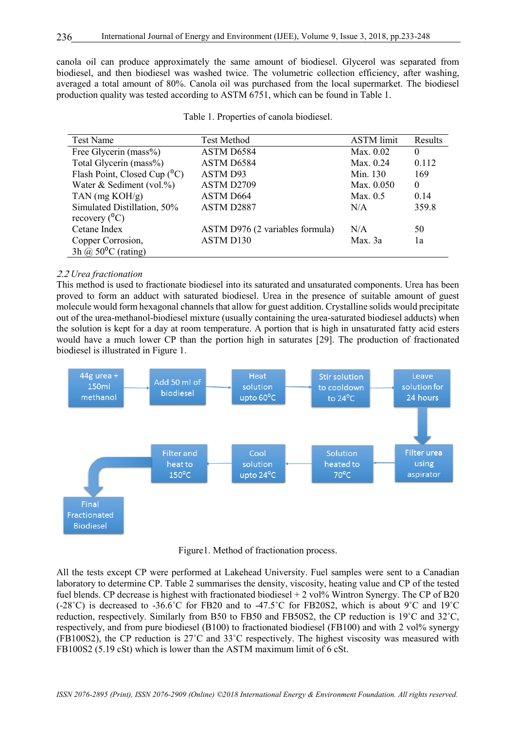canola oil can produce approximately the same amount of biodiesel. Glycerol was separated from biodiesel, and then biodiesel was washed twice. The volumetric collection efficiency, after washing, averaged a total amount of 80%. Canola oil was purchased from the local supermarket. The biodiesel production quality was tested according to ASTM 6751, which can be found in Table 1.

Table 1. Properties of canola biodiesel.

| Test Name | Test Method | ASTM limit | Results |
|---|---|---|---|
| Free Glycerin (mass%) | ASTM D6584 | Max. 0.02 | 0 |
| Total Glycerin (mass%) | ASTM D6584 | Max. 0.24 | 0.112 |
| Flash Point, Closed Cup (°C) | ASTM D93 | Min. 130 | 169 |
| Water & Sediment (vol.%) | ASTM D2709 | Max. 0.050 | 0 |
| TAN (mg KOH/g) | ASTM D664 | Max. 0.5 | 0.14 |
| Simulated Distillation, 50% recovery (°C) | ASTM D2887 | N/A | 359.8 |
| Cetane Index | ASTM D976 (2 variables formula) | N/A | 50 |
| Copper Corrosion, 3h @ 50°C (rating) | ASTM D130 | Max. 3a | 1a |

*2.2 Urea fractionation*

This method is used to fractionate biodiesel into its saturated and unsaturated components. Urea has been proved to form an adduct with saturated biodiesel. Urea in the presence of suitable amount of guest molecule would form hexagonal channels that allow for guest addition. Crystalline solids would precipitate out of the urea-methanol-biodiesel mixture (usually containing the urea-saturated biodiesel adducts) when the solution is kept for a day at room temperature. A portion that is high in unsaturated fatty acid esters would have a much lower CP than the portion high in saturates [29]. The production of fractionated biodiesel is illustrated in Figure 1.

44g urea + 150ml methanol → Add 50 ml of biodiesel → Heat solution upto 60°C → Stir solution to cooldown to 24°C → Leave solution for 24 hours → Filter urea using aspirator → Solution heated to 70°C → Cool solution upto 24°C → Filter and heat to 150°C → Final Fractionated Biodiesel

Figure1. Method of fractionation process.

All the tests except CP were performed at Lakehead University. Fuel samples were sent to a Canadian laboratory to determine CP. Table 2 summarises the density, viscosity, heating value and CP of the tested fuel blends. CP decrease is highest with fractionated biodiesel + 2 vol% Wintron Synergy. The CP of B20 (-28˚C) is decreased to -36.6˚C for FB20 and to -47.5˚C for FB20S2, which is about 9˚C and 19˚C reduction, respectively. Similarly from B50 to FB50 and FB50S2, the CP reduction is 19˚C and 32˚C, respectively, and from pure biodiesel (B100) to fractionated biodiesel (FB100) and with 2 vol% synergy (FB100S2), the CP reduction is 27˚C and 33˚C respectively. The highest viscosity was measured with FB100S2 (5.19 cSt) which is lower than the ASTM maximum limit of 6 cSt.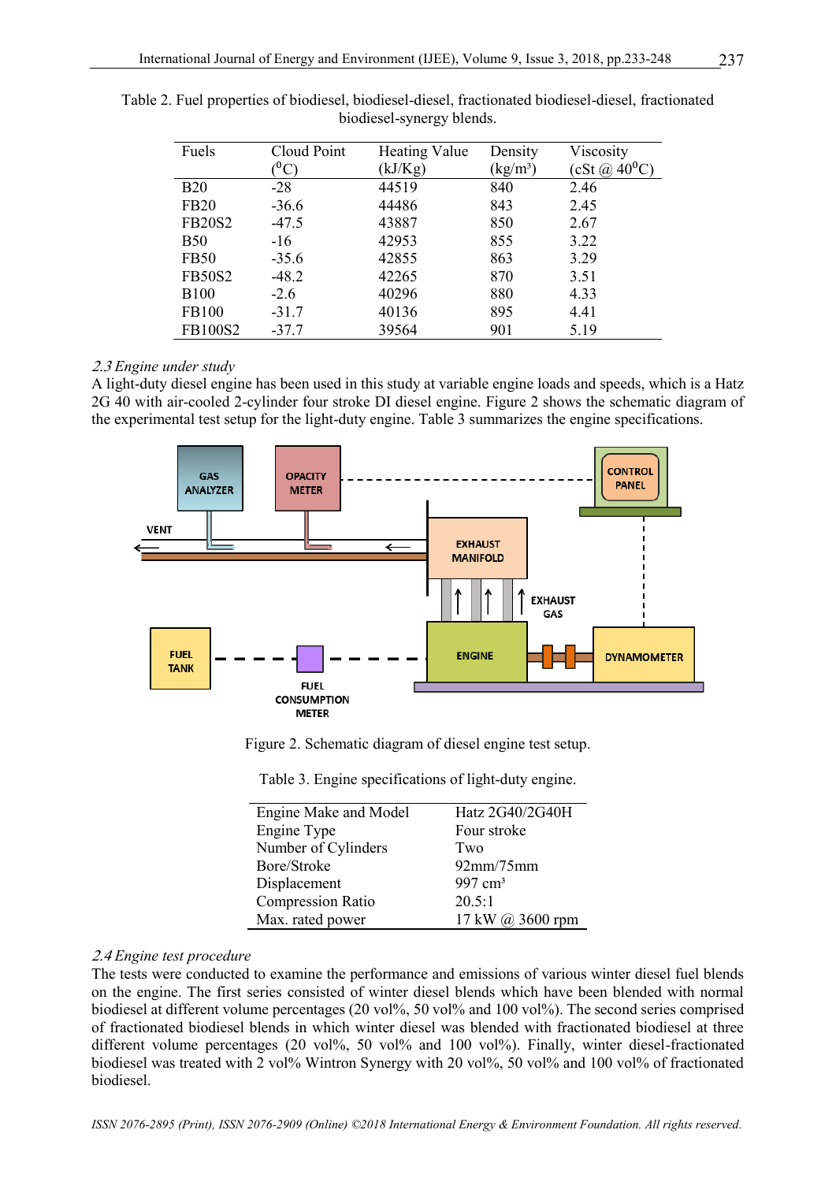Table 2. Fuel properties of biodiesel, biodiesel-diesel, fractionated biodiesel-diesel, fractionated biodiesel-synergy blends.

| Fuels | Cloud Point ($^0$C) | Heating Value (kJ/Kg) | Density (kg/m$^3$) | Viscosity (cSt @ 40$^0$C) |
|---|---|---|---|---|
| B20 | -28 | 44519 | 840 | 2.46 |
| FB20 | -36.6 | 44486 | 843 | 2.45 |
| FB20S2 | -47.5 | 43887 | 850 | 2.67 |
| B50 | -16 | 42953 | 855 | 3.22 |
| FB50 | -35.6 | 42855 | 863 | 3.29 |
| FB50S2 | -48.2 | 42265 | 870 | 3.51 |
| B100 | -2.6 | 40296 | 880 | 4.33 |
| FB100 | -31.7 | 40136 | 895 | 4.41 |
| FB100S2 | -37.7 | 39564 | 901 | 5.19 |

*2.3 Engine under study*

A light-duty diesel engine has been used in this study at variable engine loads and speeds, which is a Hatz 2G 40 with air-cooled 2-cylinder four stroke DI diesel engine. Figure 2 shows the schematic diagram of the experimental test setup for the light-duty engine. Table 3 summarizes the engine specifications.

Figure 2. Schematic diagram of diesel engine test setup.

Table 3. Engine specifications of light-duty engine.

| | |
|---|---|
| Engine Make and Model | Hatz 2G40/2G40H |
| Engine Type | Four stroke |
| Number of Cylinders | Two |
| Bore/Stroke | 92mm/75mm |
| Displacement | 997 cm$^3$ |
| Compression Ratio | 20.5:1 |
| Max. rated power | 17 kW @ 3600 rpm |

*2.4 Engine test procedure*

The tests were conducted to examine the performance and emissions of various winter diesel fuel blends on the engine. The first series consisted of winter diesel blends which have been blended with normal biodiesel at different volume percentages (20 vol%, 50 vol% and 100 vol%). The second series comprised of fractionated biodiesel blends in which winter diesel was blended with fractionated biodiesel at three different volume percentages (20 vol%, 50 vol% and 100 vol%). Finally, winter diesel-fractionated biodiesel was treated with 2 vol% Wintron Synergy with 20 vol%, 50 vol% and 100 vol% of fractionated biodiesel.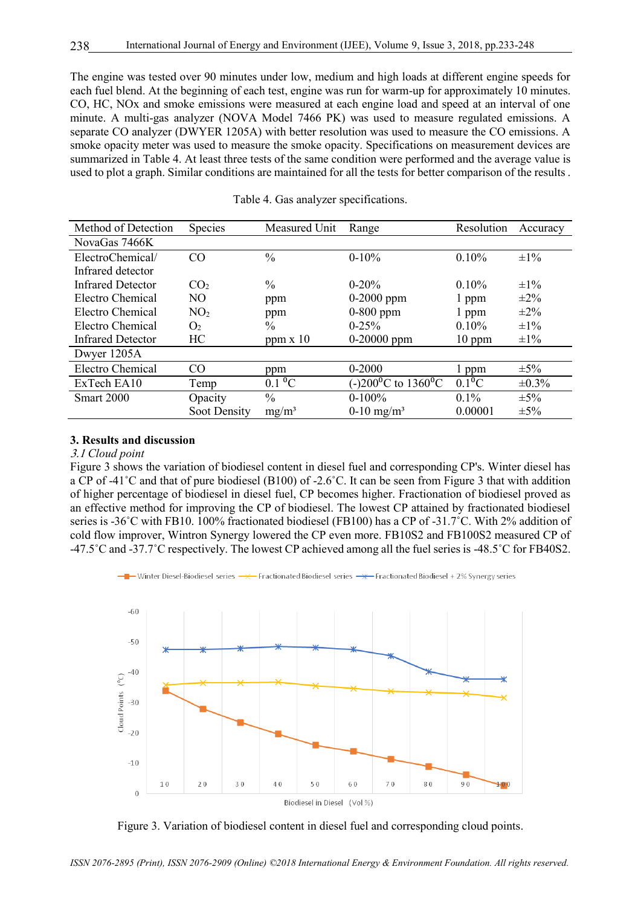The engine was tested over 90 minutes under low, medium and high loads at different engine speeds for each fuel blend. At the beginning of each test, engine was run for warm-up for approximately 10 minutes. CO, HC, NOx and smoke emissions were measured at each engine load and speed at an interval of one minute. A multi-gas analyzer (NOVA Model 7466 PK) was used to measure regulated emissions. A separate CO analyzer (DWYER 1205A) with better resolution was used to measure the CO emissions. A smoke opacity meter was used to measure the smoke opacity. Specifications on measurement devices are summarized in Table 4. At least three tests of the same condition were performed and the average value is used to plot a graph. Similar conditions are maintained for all the tests for better comparison of the results .

Table 4. Gas analyzer specifications.

| Method of Detection | Species | Measured Unit | Range | Resolution | Accuracy |
|---|---|---|---|---|---|
| NovaGas 7466K | | | | | |
| ElectroChemical/ Infrared detector | CO | % | 0-10% | 0.10% | ±1% |
| Infrared Detector | $CO_2$ | % | 0-20% | 0.10% | ±1% |
| Electro Chemical | NO | ppm | 0-2000 ppm | 1 ppm | ±2% |
| Electro Chemical | $NO_2$ | ppm | 0-800 ppm | 1 ppm | ±2% |
| Electro Chemical | $O_2$ | % | 0-25% | 0.10% | ±1% |
| Infrared Detector | HC | ppm x 10 | 0-20000 ppm | 10 ppm | ±1% |
| Dwyer 1205A | | | | | |
| Electro Chemical | CO | ppm | 0-2000 | 1 ppm | ±5% |
| ExTech EA10 | Temp | 0.1 $^0$C | (-)200$^0$C to 1360$^0$C | 0.1$^0$C | ±0.3% |
| Smart 2000 | Opacity | % | 0-100% | 0.1% | ±5% |
| | Soot Density | mg/m³ | 0-10 mg/m³ | 0.00001 | ±5% |

## 3. Results and discussion

### *3.1 Cloud point*

Figure 3 shows the variation of biodiesel content in diesel fuel and corresponding CP's. Winter diesel has a CP of -41˚C and that of pure biodiesel (B100) of -2.6˚C. It can be seen from Figure 3 that with addition of higher percentage of biodiesel in diesel fuel, CP becomes higher. Fractionation of biodiesel proved as an effective method for improving the CP of biodiesel. The lowest CP attained by fractionated biodiesel series is -36˚C with FB10. 100% fractionated biodiesel (FB100) has a CP of -31.7˚C. With 2% addition of cold flow improver, Wintron Synergy lowered the CP even more. FB10S2 and FB100S2 measured CP of -47.5˚C and -37.7˚C respectively. The lowest CP achieved among all the fuel series is -48.5˚C for FB40S2.

Figure 3. Variation of biodiesel content in diesel fuel and corresponding cloud points.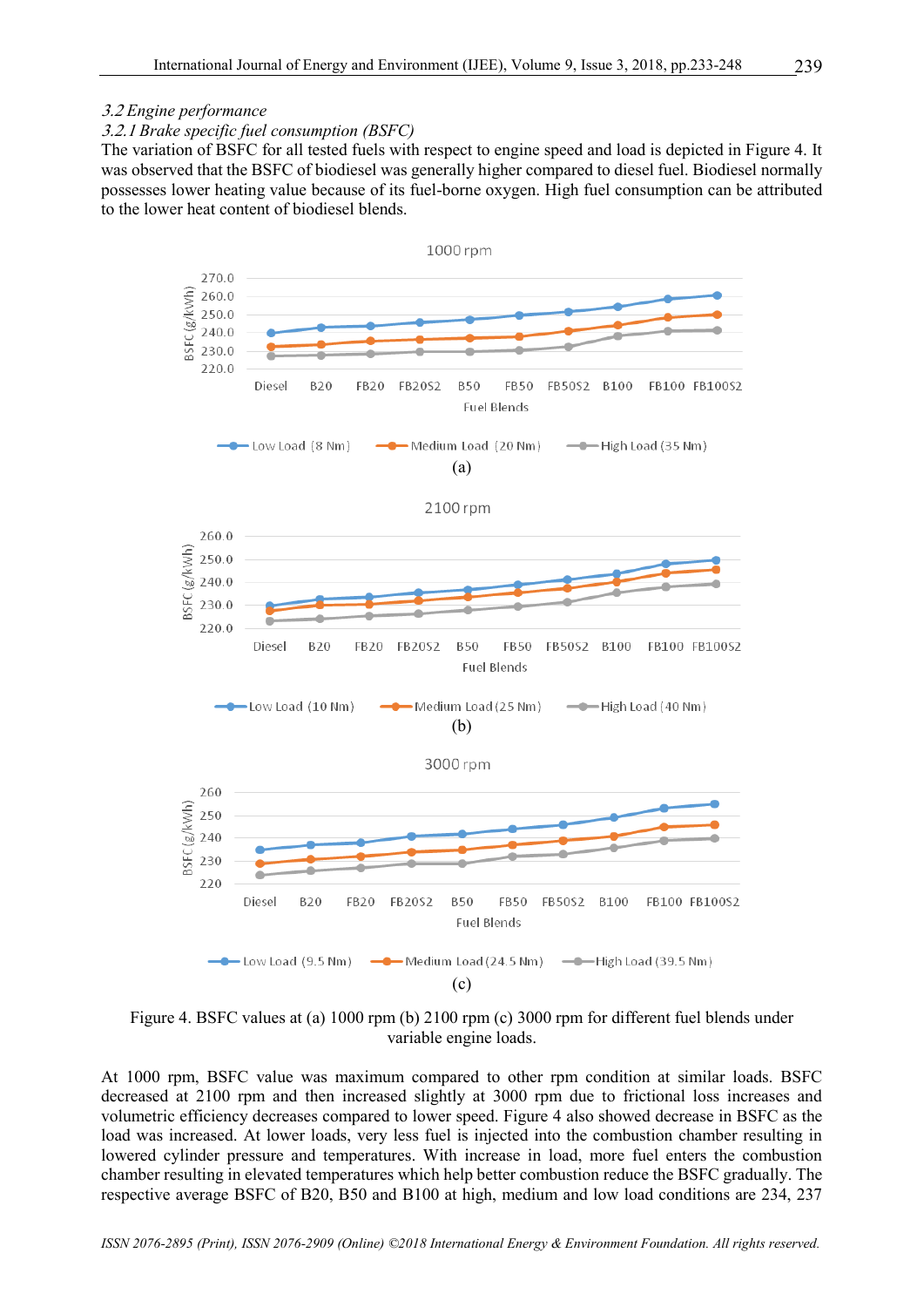*3.2 Engine performance*

*3.2.1 Brake specific fuel consumption (BSFC)*

The variation of BSFC for all tested fuels with respect to engine speed and load is depicted in Figure 4. It was observed that the BSFC of biodiesel was generally higher compared to diesel fuel. Biodiesel normally possesses lower heating value because of its fuel-borne oxygen. High fuel consumption can be attributed to the lower heat content of biodiesel blends.

Figure 4. BSFC values at (a) 1000 rpm (b) 2100 rpm (c) 3000 rpm for different fuel blends under variable engine loads.

At 1000 rpm, BSFC value was maximum compared to other rpm condition at similar loads. BSFC decreased at 2100 rpm and then increased slightly at 3000 rpm due to frictional loss increases and volumetric efficiency decreases compared to lower speed. Figure 4 also showed decrease in BSFC as the load was increased. At lower loads, very less fuel is injected into the combustion chamber resulting in lowered cylinder pressure and temperatures. With increase in load, more fuel enters the combustion chamber resulting in elevated temperatures which help better combustion reduce the BSFC gradually. The respective average BSFC of B20, B50 and B100 at high, medium and low load conditions are 234, 237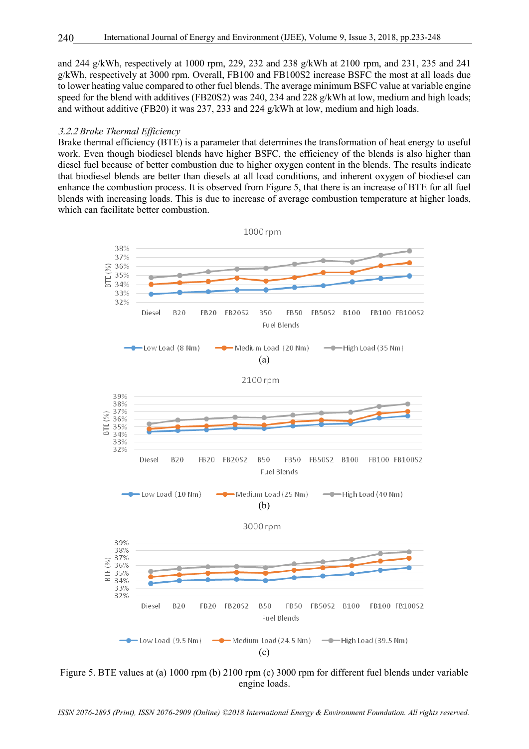and 244 g/kWh, respectively at 1000 rpm, 229, 232 and 238 g/kWh at 2100 rpm, and 231, 235 and 241 g/kWh, respectively at 3000 rpm. Overall, FB100 and FB100S2 increase BSFC the most at all loads due to lower heating value compared to other fuel blends. The average minimum BSFC value at variable engine speed for the blend with additives (FB20S2) was 240, 234 and 228 g/kWh at low, medium and high loads; and without additive (FB20) it was 237, 233 and 224 g/kWh at low, medium and high loads.

*3.2.2 Brake Thermal Efficiency*

Brake thermal efficiency (BTE) is a parameter that determines the transformation of heat energy to useful work. Even though biodiesel blends have higher BSFC, the efficiency of the blends is also higher than diesel fuel because of better combustion due to higher oxygen content in the blends. The results indicate that biodiesel blends are better than diesels at all load conditions, and inherent oxygen of biodiesel can enhance the combustion process. It is observed from Figure 5, that there is an increase of BTE for all fuel blends with increasing loads. This is due to increase of average combustion temperature at higher loads, which can facilitate better combustion.

Figure 5. BTE values at (a) 1000 rpm (b) 2100 rpm (c) 3000 rpm for different fuel blends under variable engine loads.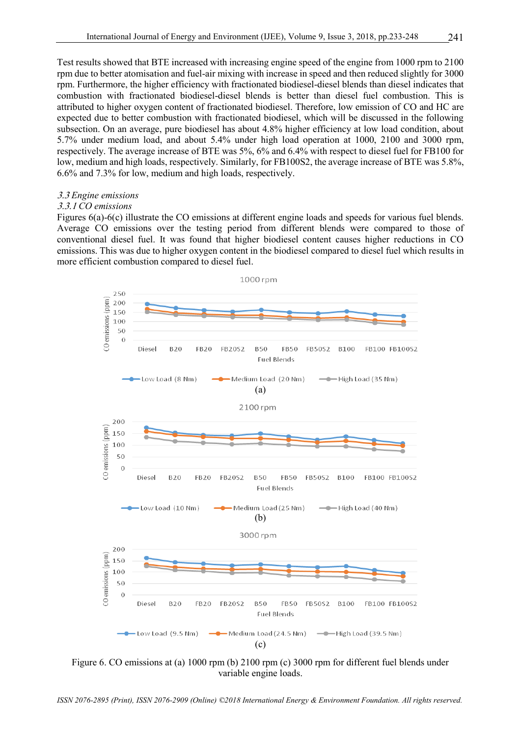Test results showed that BTE increased with increasing engine speed of the engine from 1000 rpm to 2100 rpm due to better atomisation and fuel-air mixing with increase in speed and then reduced slightly for 3000 rpm. Furthermore, the higher efficiency with fractionated biodiesel-diesel blends than diesel indicates that combustion with fractionated biodiesel-diesel blends is better than diesel fuel combustion. This is attributed to higher oxygen content of fractionated biodiesel. Therefore, low emission of CO and HC are expected due to better combustion with fractionated biodiesel, which will be discussed in the following subsection. On an average, pure biodiesel has about 4.8% higher efficiency at low load condition, about 5.7% under medium load, and about 5.4% under high load operation at 1000, 2100 and 3000 rpm, respectively. The average increase of BTE was 5%, 6% and 6.4% with respect to diesel fuel for FB100 for low, medium and high loads, respectively. Similarly, for FB100S2, the average increase of BTE was 5.8%, 6.6% and 7.3% for low, medium and high loads, respectively.

### *3.3 Engine emissions*

#### *3.3.1 CO emissions*

Figures 6(a)-6(c) illustrate the CO emissions at different engine loads and speeds for various fuel blends. Average CO emissions over the testing period from different blends were compared to those of conventional diesel fuel. It was found that higher biodiesel content causes higher reductions in CO emissions. This was due to higher oxygen content in the biodiesel compared to diesel fuel which results in more efficient combustion compared to diesel fuel.

Figure 6. CO emissions at (a) 1000 rpm (b) 2100 rpm (c) 3000 rpm for different fuel blends under variable engine loads.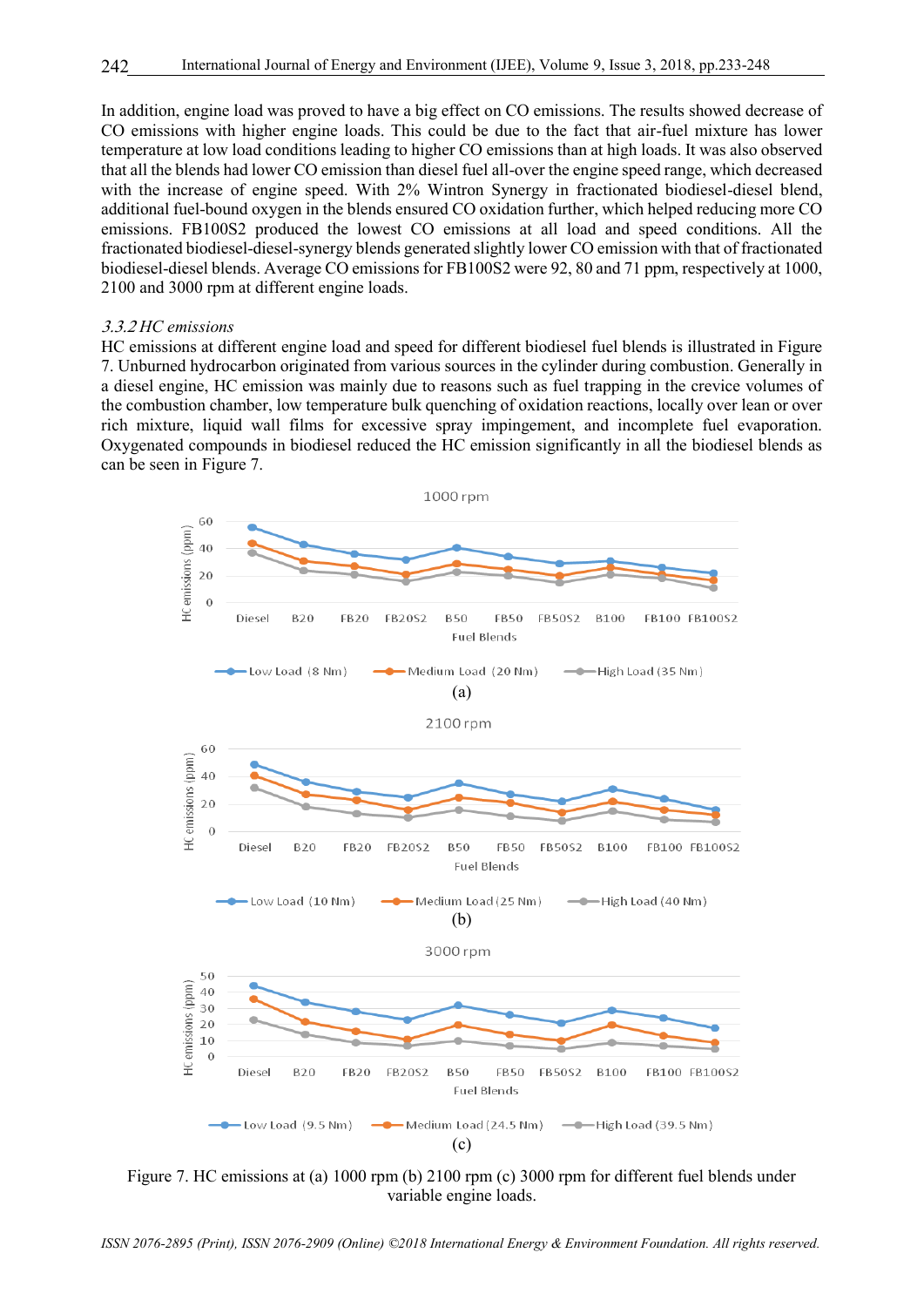In addition, engine load was proved to have a big effect on CO emissions. The results showed decrease of CO emissions with higher engine loads. This could be due to the fact that air-fuel mixture has lower temperature at low load conditions leading to higher CO emissions than at high loads. It was also observed that all the blends had lower CO emission than diesel fuel all-over the engine speed range, which decreased with the increase of engine speed. With 2% Wintron Synergy in fractionated biodiesel-diesel blend, additional fuel-bound oxygen in the blends ensured CO oxidation further, which helped reducing more CO emissions. FB100S2 produced the lowest CO emissions at all load and speed conditions. All the fractionated biodiesel-diesel-synergy blends generated slightly lower CO emission with that of fractionated biodiesel-diesel blends. Average CO emissions for FB100S2 were 92, 80 and 71 ppm, respectively at 1000, 2100 and 3000 rpm at different engine loads.

### *3.3.2 HC emissions*

HC emissions at different engine load and speed for different biodiesel fuel blends is illustrated in Figure 7. Unburned hydrocarbon originated from various sources in the cylinder during combustion. Generally in a diesel engine, HC emission was mainly due to reasons such as fuel trapping in the crevice volumes of the combustion chamber, low temperature bulk quenching of oxidation reactions, locally over lean or over rich mixture, liquid wall films for excessive spray impingement, and incomplete fuel evaporation. Oxygenated compounds in biodiesel reduced the HC emission significantly in all the biodiesel blends as can be seen in Figure 7.

(a)

(b)

(c)

Figure 7. HC emissions at (a) 1000 rpm (b) 2100 rpm (c) 3000 rpm for different fuel blends under variable engine loads.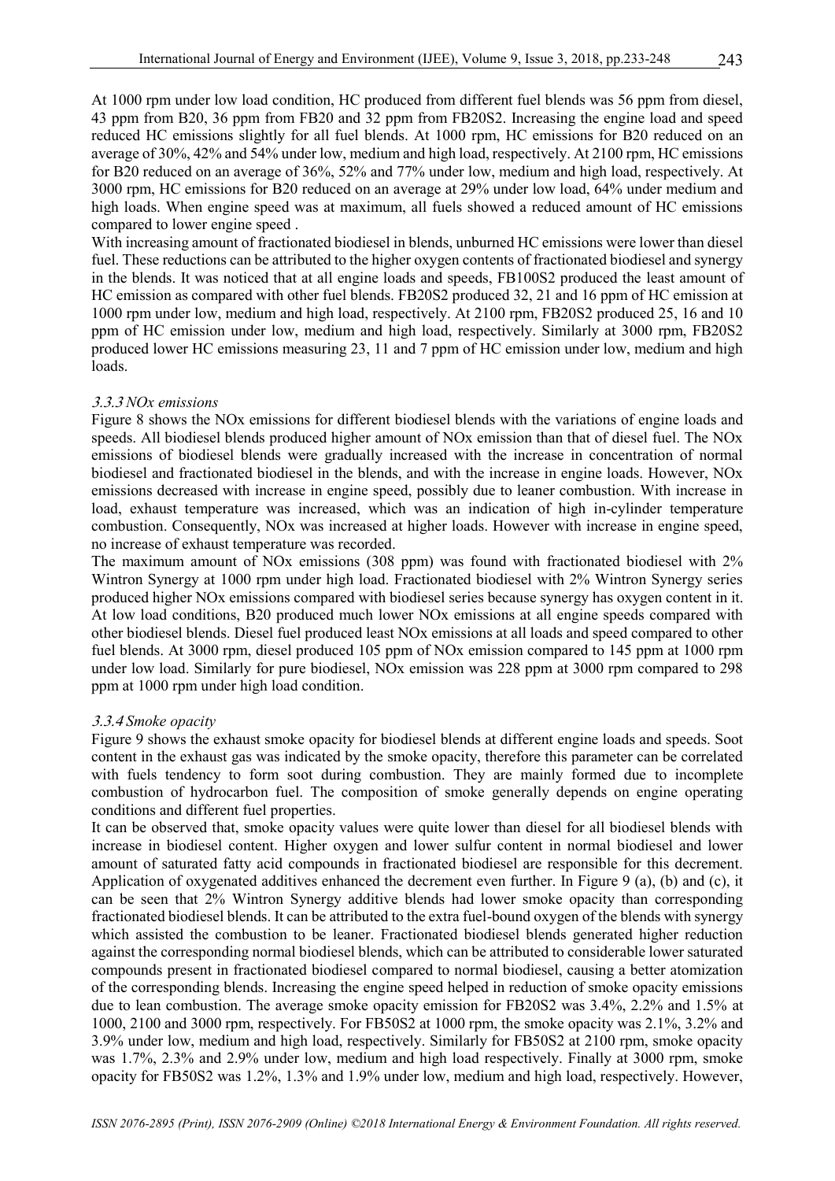At 1000 rpm under low load condition, HC produced from different fuel blends was 56 ppm from diesel, 43 ppm from B20, 36 ppm from FB20 and 32 ppm from FB20S2. Increasing the engine load and speed reduced HC emissions slightly for all fuel blends. At 1000 rpm, HC emissions for B20 reduced on an average of 30%, 42% and 54% under low, medium and high load, respectively. At 2100 rpm, HC emissions for B20 reduced on an average of 36%, 52% and 77% under low, medium and high load, respectively. At 3000 rpm, HC emissions for B20 reduced on an average at 29% under low load, 64% under medium and high loads. When engine speed was at maximum, all fuels showed a reduced amount of HC emissions compared to lower engine speed .

With increasing amount of fractionated biodiesel in blends, unburned HC emissions were lower than diesel fuel. These reductions can be attributed to the higher oxygen contents of fractionated biodiesel and synergy in the blends. It was noticed that at all engine loads and speeds, FB100S2 produced the least amount of HC emission as compared with other fuel blends. FB20S2 produced 32, 21 and 16 ppm of HC emission at 1000 rpm under low, medium and high load, respectively. At 2100 rpm, FB20S2 produced 25, 16 and 10 ppm of HC emission under low, medium and high load, respectively. Similarly at 3000 rpm, FB20S2 produced lower HC emissions measuring 23, 11 and 7 ppm of HC emission under low, medium and high loads.

### *3.3.3 NOx emissions*

Figure 8 shows the NOx emissions for different biodiesel blends with the variations of engine loads and speeds. All biodiesel blends produced higher amount of NOx emission than that of diesel fuel. The NOx emissions of biodiesel blends were gradually increased with the increase in concentration of normal biodiesel and fractionated biodiesel in the blends, and with the increase in engine loads. However, NOx emissions decreased with increase in engine speed, possibly due to leaner combustion. With increase in load, exhaust temperature was increased, which was an indication of high in-cylinder temperature combustion. Consequently, NOx was increased at higher loads. However with increase in engine speed, no increase of exhaust temperature was recorded.

The maximum amount of NOx emissions (308 ppm) was found with fractionated biodiesel with 2% Wintron Synergy at 1000 rpm under high load. Fractionated biodiesel with 2% Wintron Synergy series produced higher NOx emissions compared with biodiesel series because synergy has oxygen content in it. At low load conditions, B20 produced much lower NOx emissions at all engine speeds compared with other biodiesel blends. Diesel fuel produced least NOx emissions at all loads and speed compared to other fuel blends. At 3000 rpm, diesel produced 105 ppm of NOx emission compared to 145 ppm at 1000 rpm under low load. Similarly for pure biodiesel, NOx emission was 228 ppm at 3000 rpm compared to 298 ppm at 1000 rpm under high load condition.

### *3.3.4 Smoke opacity*

Figure 9 shows the exhaust smoke opacity for biodiesel blends at different engine loads and speeds. Soot content in the exhaust gas was indicated by the smoke opacity, therefore this parameter can be correlated with fuels tendency to form soot during combustion. They are mainly formed due to incomplete combustion of hydrocarbon fuel. The composition of smoke generally depends on engine operating conditions and different fuel properties.

It can be observed that, smoke opacity values were quite lower than diesel for all biodiesel blends with increase in biodiesel content. Higher oxygen and lower sulfur content in normal biodiesel and lower amount of saturated fatty acid compounds in fractionated biodiesel are responsible for this decrement. Application of oxygenated additives enhanced the decrement even further. In Figure 9 (a), (b) and (c), it can be seen that 2% Wintron Synergy additive blends had lower smoke opacity than corresponding fractionated biodiesel blends. It can be attributed to the extra fuel-bound oxygen of the blends with synergy which assisted the combustion to be leaner. Fractionated biodiesel blends generated higher reduction against the corresponding normal biodiesel blends, which can be attributed to considerable lower saturated compounds present in fractionated biodiesel compared to normal biodiesel, causing a better atomization of the corresponding blends. Increasing the engine speed helped in reduction of smoke opacity emissions due to lean combustion. The average smoke opacity emission for FB20S2 was 3.4%, 2.2% and 1.5% at 1000, 2100 and 3000 rpm, respectively. For FB50S2 at 1000 rpm, the smoke opacity was 2.1%, 3.2% and 3.9% under low, medium and high load, respectively. Similarly for FB50S2 at 2100 rpm, smoke opacity was 1.7%, 2.3% and 2.9% under low, medium and high load respectively. Finally at 3000 rpm, smoke opacity for FB50S2 was 1.2%, 1.3% and 1.9% under low, medium and high load, respectively. However,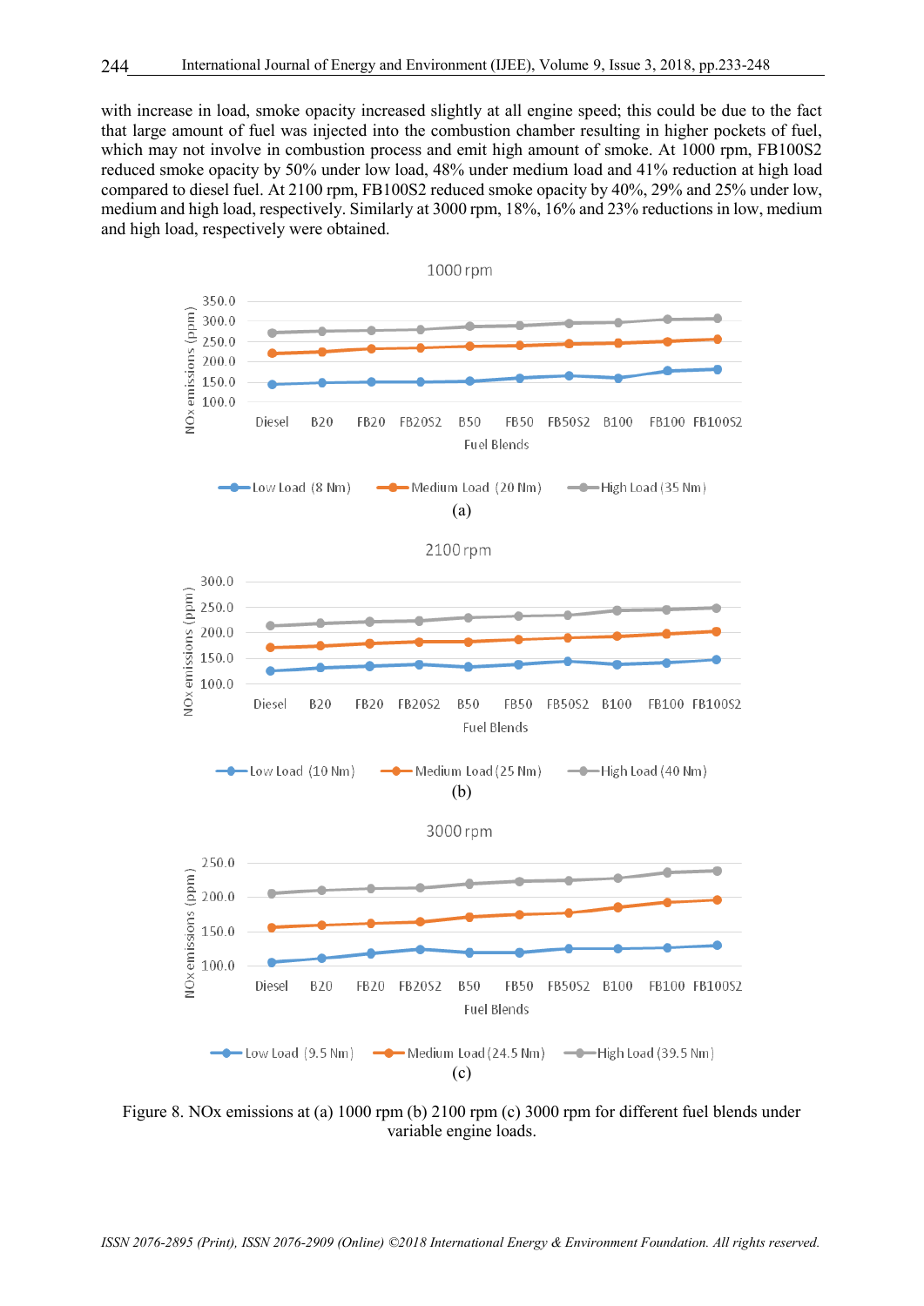with increase in load, smoke opacity increased slightly at all engine speed; this could be due to the fact that large amount of fuel was injected into the combustion chamber resulting in higher pockets of fuel, which may not involve in combustion process and emit high amount of smoke. At 1000 rpm, FB100S2 reduced smoke opacity by 50% under low load, 48% under medium load and 41% reduction at high load compared to diesel fuel. At 2100 rpm, FB100S2 reduced smoke opacity by 40%, 29% and 25% under low, medium and high load, respectively. Similarly at 3000 rpm, 18%, 16% and 23% reductions in low, medium and high load, respectively were obtained.

Figure 8. NOx emissions at (a) 1000 rpm (b) 2100 rpm (c) 3000 rpm for different fuel blends under variable engine loads.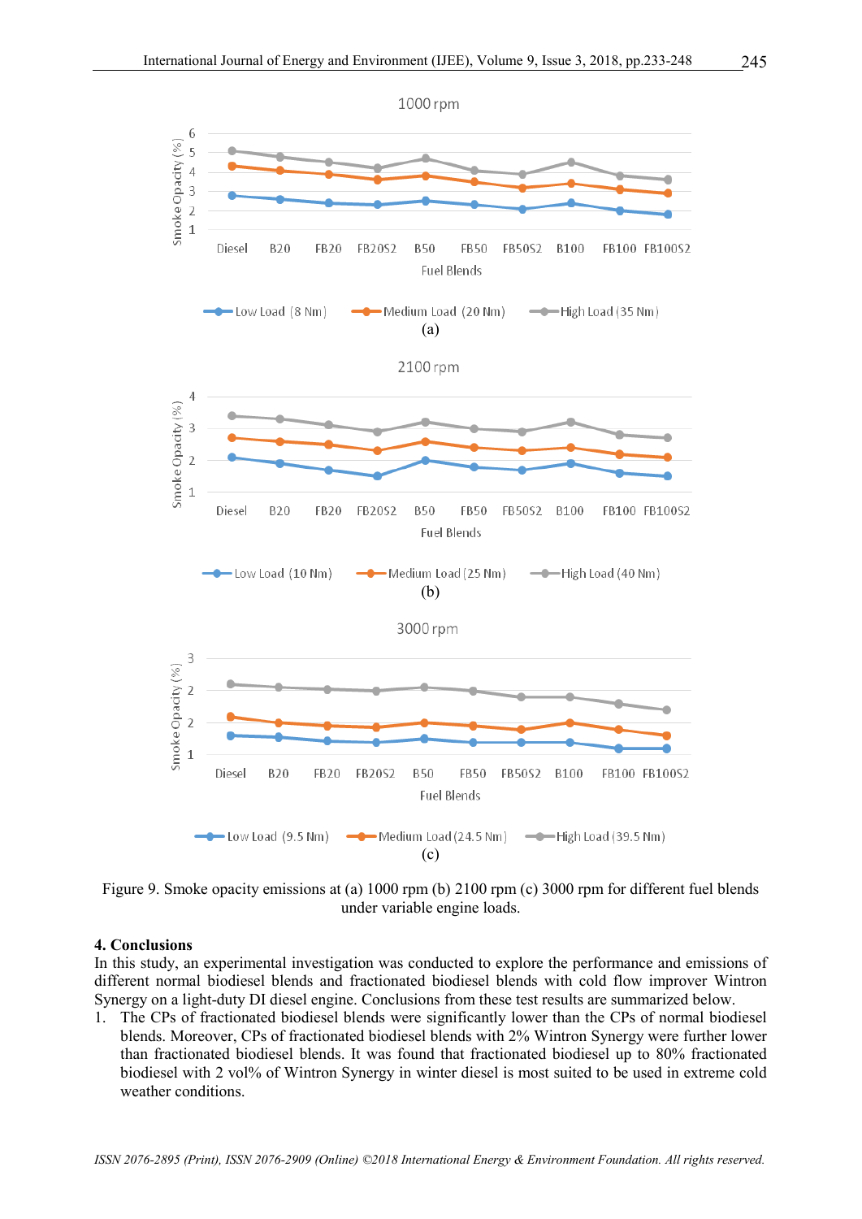Figure 9. Smoke opacity emissions at (a) 1000 rpm (b) 2100 rpm (c) 3000 rpm for different fuel blends under variable engine loads.

## 4. Conclusions

In this study, an experimental investigation was conducted to explore the performance and emissions of different normal biodiesel blends and fractionated biodiesel blends with cold flow improver Wintron Synergy on a light-duty DI diesel engine. Conclusions from these test results are summarized below.

1. The CPs of fractionated biodiesel blends were significantly lower than the CPs of normal biodiesel blends. Moreover, CPs of fractionated biodiesel blends with 2% Wintron Synergy were further lower than fractionated biodiesel blends. It was found that fractionated biodiesel up to 80% fractionated biodiesel with 2 vol% of Wintron Synergy in winter diesel is most suited to be used in extreme cold weather conditions.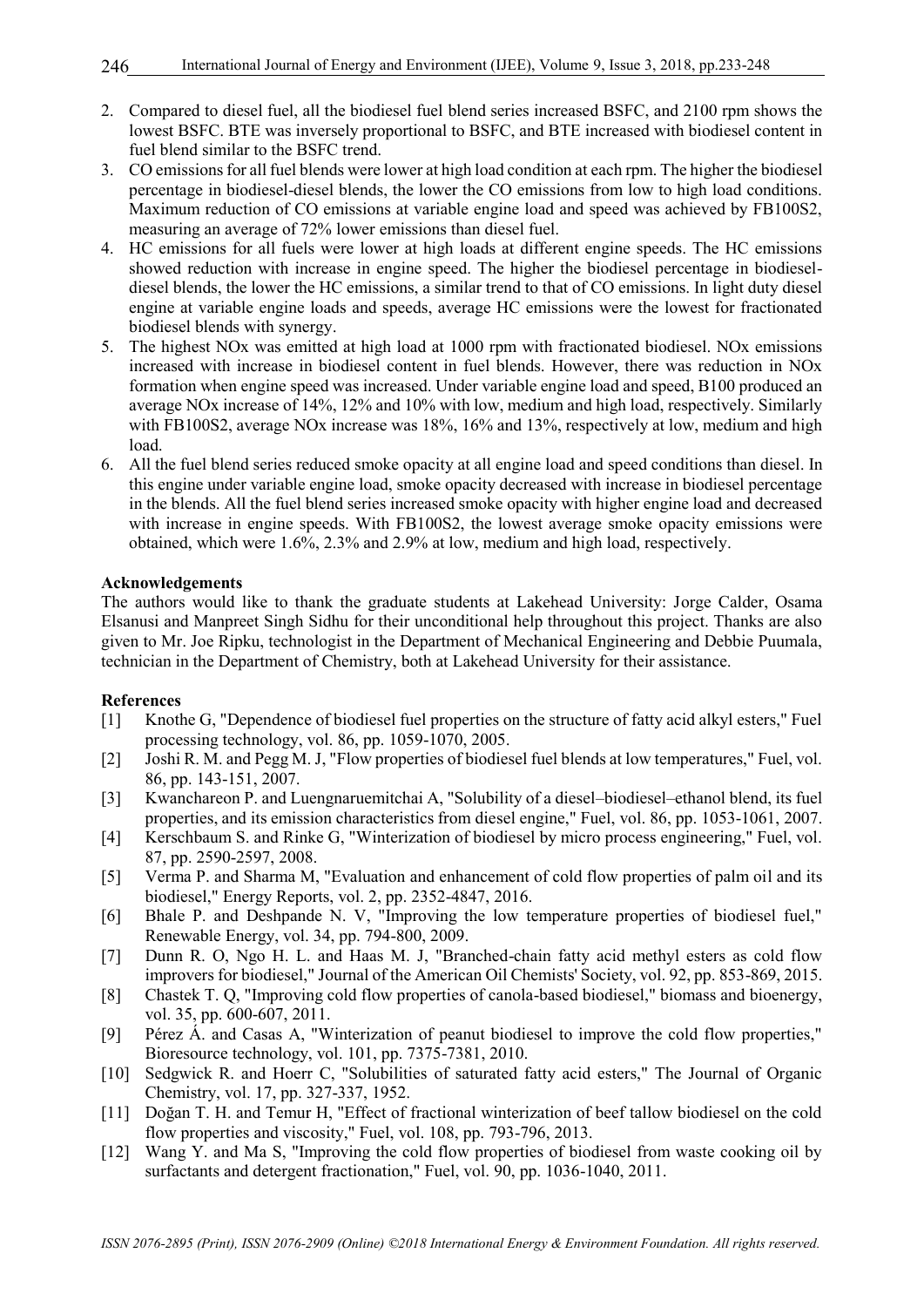2. Compared to diesel fuel, all the biodiesel fuel blend series increased BSFC, and 2100 rpm shows the lowest BSFC. BTE was inversely proportional to BSFC, and BTE increased with biodiesel content in fuel blend similar to the BSFC trend.
3. CO emissions for all fuel blends were lower at high load condition at each rpm. The higher the biodiesel percentage in biodiesel-diesel blends, the lower the CO emissions from low to high load conditions. Maximum reduction of CO emissions at variable engine load and speed was achieved by FB100S2, measuring an average of 72% lower emissions than diesel fuel.
4. HC emissions for all fuels were lower at high loads at different engine speeds. The HC emissions showed reduction with increase in engine speed. The higher the biodiesel percentage in biodiesel-diesel blends, the lower the HC emissions, a similar trend to that of CO emissions. In light duty diesel engine at variable engine loads and speeds, average HC emissions were the lowest for fractionated biodiesel blends with synergy.
5. The highest NOx was emitted at high load at 1000 rpm with fractionated biodiesel. NOx emissions increased with increase in biodiesel content in fuel blends. However, there was reduction in NOx formation when engine speed was increased. Under variable engine load and speed, B100 produced an average NOx increase of 14%, 12% and 10% with low, medium and high load, respectively. Similarly with FB100S2, average NOx increase was 18%, 16% and 13%, respectively at low, medium and high load.
6. All the fuel blend series reduced smoke opacity at all engine load and speed conditions than diesel. In this engine under variable engine load, smoke opacity decreased with increase in biodiesel percentage in the blends. All the fuel blend series increased smoke opacity with higher engine load and decreased with increase in engine speeds. With FB100S2, the lowest average smoke opacity emissions were obtained, which were 1.6%, 2.3% and 2.9% at low, medium and high load, respectively.

**Acknowledgements**

The authors would like to thank the graduate students at Lakehead University: Jorge Calder, Osama Elsanusi and Manpreet Singh Sidhu for their unconditional help throughout this project. Thanks are also given to Mr. Joe Ripku, technologist in the Department of Mechanical Engineering and Debbie Puumala, technician in the Department of Chemistry, both at Lakehead University for their assistance.

**References**

[1] Knothe G, "Dependence of biodiesel fuel properties on the structure of fatty acid alkyl esters," Fuel processing technology, vol. 86, pp. 1059-1070, 2005.

[2] Joshi R. M. and Pegg M. J, "Flow properties of biodiesel fuel blends at low temperatures," Fuel, vol. 86, pp. 143-151, 2007.

[3] Kwanchareon P. and Luengnaruemitchai A, "Solubility of a diesel–biodiesel–ethanol blend, its fuel properties, and its emission characteristics from diesel engine," Fuel, vol. 86, pp. 1053-1061, 2007.

[4] Kerschbaum S. and Rinke G, "Winterization of biodiesel by micro process engineering," Fuel, vol. 87, pp. 2590-2597, 2008.

[5] Verma P. and Sharma M, "Evaluation and enhancement of cold flow properties of palm oil and its biodiesel," Energy Reports, vol. 2, pp. 2352-4847, 2016.

[6] Bhale P. and Deshpande N. V, "Improving the low temperature properties of biodiesel fuel," Renewable Energy, vol. 34, pp. 794-800, 2009.

[7] Dunn R. O, Ngo H. L. and Haas M. J, "Branched-chain fatty acid methyl esters as cold flow improvers for biodiesel," Journal of the American Oil Chemists' Society, vol. 92, pp. 853-869, 2015.

[8] Chastek T. Q, "Improving cold flow properties of canola-based biodiesel," biomass and bioenergy, vol. 35, pp. 600-607, 2011.

[9] Pérez Á. and Casas A, "Winterization of peanut biodiesel to improve the cold flow properties," Bioresource technology, vol. 101, pp. 7375-7381, 2010.

[10] Sedgwick R. and Hoerr C, "Solubilities of saturated fatty acid esters," The Journal of Organic Chemistry, vol. 17, pp. 327-337, 1952.

[11] Doğan T. H. and Temur H, "Effect of fractional winterization of beef tallow biodiesel on the cold flow properties and viscosity," Fuel, vol. 108, pp. 793-796, 2013.

[12] Wang Y. and Ma S, "Improving the cold flow properties of biodiesel from waste cooking oil by surfactants and detergent fractionation," Fuel, vol. 90, pp. 1036-1040, 2011.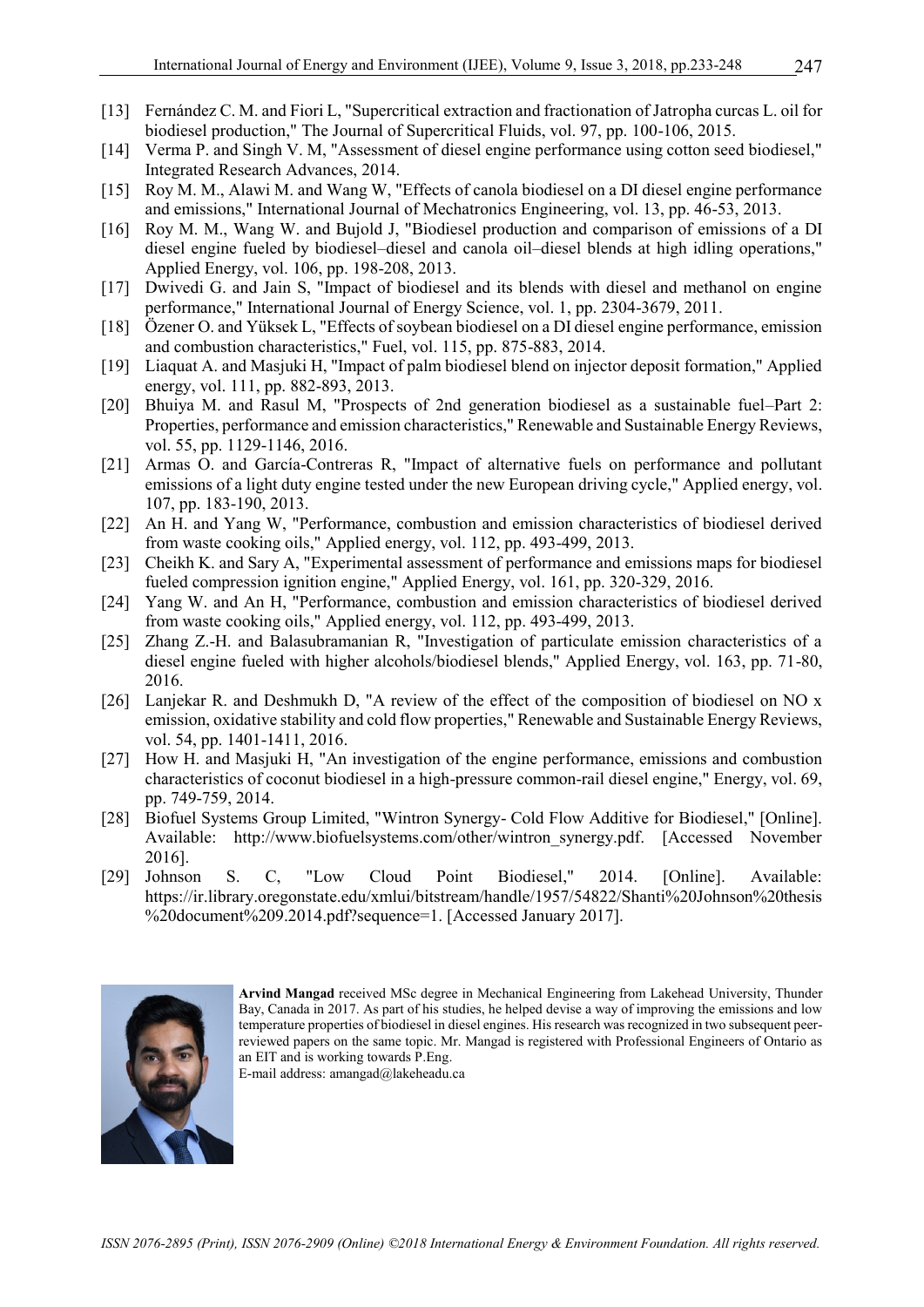[13] Fernández C. M. and Fiori L, "Supercritical extraction and fractionation of Jatropha curcas L. oil for biodiesel production," The Journal of Supercritical Fluids, vol. 97, pp. 100-106, 2015.

[14] Verma P. and Singh V. M, "Assessment of diesel engine performance using cotton seed biodiesel," Integrated Research Advances, 2014.

[15] Roy M. M., Alawi M. and Wang W, "Effects of canola biodiesel on a DI diesel engine performance and emissions," International Journal of Mechatronics Engineering, vol. 13, pp. 46-53, 2013.

[16] Roy M. M., Wang W. and Bujold J, "Biodiesel production and comparison of emissions of a DI diesel engine fueled by biodiesel–diesel and canola oil–diesel blends at high idling operations," Applied Energy, vol. 106, pp. 198-208, 2013.

[17] Dwivedi G. and Jain S, "Impact of biodiesel and its blends with diesel and methanol on engine performance," International Journal of Energy Science, vol. 1, pp. 2304-3679, 2011.

[18] Özener O. and Yüksek L, "Effects of soybean biodiesel on a DI diesel engine performance, emission and combustion characteristics," Fuel, vol. 115, pp. 875-883, 2014.

[19] Liaquat A. and Masjuki H, "Impact of palm biodiesel blend on injector deposit formation," Applied energy, vol. 111, pp. 882-893, 2013.

[20] Bhuiya M. and Rasul M, "Prospects of 2nd generation biodiesel as a sustainable fuel–Part 2: Properties, performance and emission characteristics," Renewable and Sustainable Energy Reviews, vol. 55, pp. 1129-1146, 2016.

[21] Armas O. and García-Contreras R, "Impact of alternative fuels on performance and pollutant emissions of a light duty engine tested under the new European driving cycle," Applied energy, vol. 107, pp. 183-190, 2013.

[22] An H. and Yang W, "Performance, combustion and emission characteristics of biodiesel derived from waste cooking oils," Applied energy, vol. 112, pp. 493-499, 2013.

[23] Cheikh K. and Sary A, "Experimental assessment of performance and emissions maps for biodiesel fueled compression ignition engine," Applied Energy, vol. 161, pp. 320-329, 2016.

[24] Yang W. and An H, "Performance, combustion and emission characteristics of biodiesel derived from waste cooking oils," Applied energy, vol. 112, pp. 493-499, 2013.

[25] Zhang Z.-H. and Balasubramanian R, "Investigation of particulate emission characteristics of a diesel engine fueled with higher alcohols/biodiesel blends," Applied Energy, vol. 163, pp. 71-80, 2016.

[26] Lanjekar R. and Deshmukh D, "A review of the effect of the composition of biodiesel on NO x emission, oxidative stability and cold flow properties," Renewable and Sustainable Energy Reviews, vol. 54, pp. 1401-1411, 2016.

[27] How H. and Masjuki H, "An investigation of the engine performance, emissions and combustion characteristics of coconut biodiesel in a high-pressure common-rail diesel engine," Energy, vol. 69, pp. 749-759, 2014.

[28] Biofuel Systems Group Limited, "Wintron Synergy- Cold Flow Additive for Biodiesel," [Online]. Available: http://www.biofuelsystems.com/other/wintron_synergy.pdf. [Accessed November 2016].

[29] Johnson S. C, "Low Cloud Point Biodiesel," 2014. [Online]. Available: https://ir.library.oregonstate.edu/xmlui/bitstream/handle/1957/54822/Shanti%20Johnson%20thesis%20document%209.2014.pdf?sequence=1. [Accessed January 2017].

**Arvind Mangad** received MSc degree in Mechanical Engineering from Lakehead University, Thunder Bay, Canada in 2017. As part of his studies, he helped devise a way of improving the emissions and low temperature properties of biodiesel in diesel engines. His research was recognized in two subsequent peer-reviewed papers on the same topic. Mr. Mangad is registered with Professional Engineers of Ontario as an EIT and is working towards P.Eng.
E-mail address: amangad@lakeheadu.ca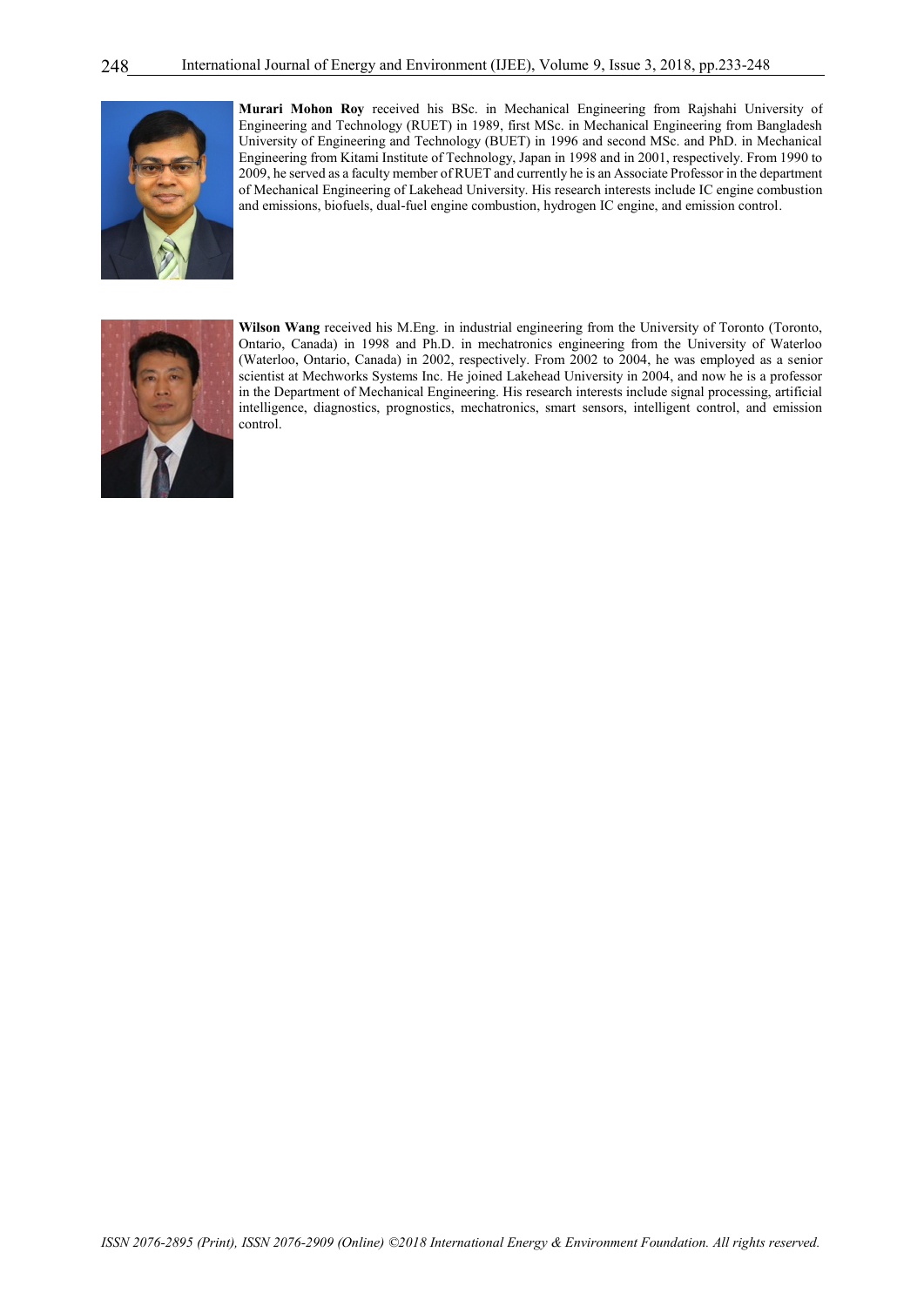**Murari Mohon Roy** received his BSc. in Mechanical Engineering from Rajshahi University of Engineering and Technology (RUET) in 1989, first MSc. in Mechanical Engineering from Bangladesh University of Engineering and Technology (BUET) in 1996 and second MSc. and PhD. in Mechanical Engineering from Kitami Institute of Technology, Japan in 1998 and in 2001, respectively. From 1990 to 2009, he served as a faculty member of RUET and currently he is an Associate Professor in the department of Mechanical Engineering of Lakehead University. His research interests include IC engine combustion and emissions, biofuels, dual-fuel engine combustion, hydrogen IC engine, and emission control.

**Wilson Wang** received his M.Eng. in industrial engineering from the University of Toronto (Toronto, Ontario, Canada) in 1998 and Ph.D. in mechatronics engineering from the University of Waterloo (Waterloo, Ontario, Canada) in 2002, respectively. From 2002 to 2004, he was employed as a senior scientist at Mechworks Systems Inc. He joined Lakehead University in 2004, and now he is a professor in the Department of Mechanical Engineering. His research interests include signal processing, artificial intelligence, diagnostics, prognostics, mechatronics, smart sensors, intelligent control, and emission control.